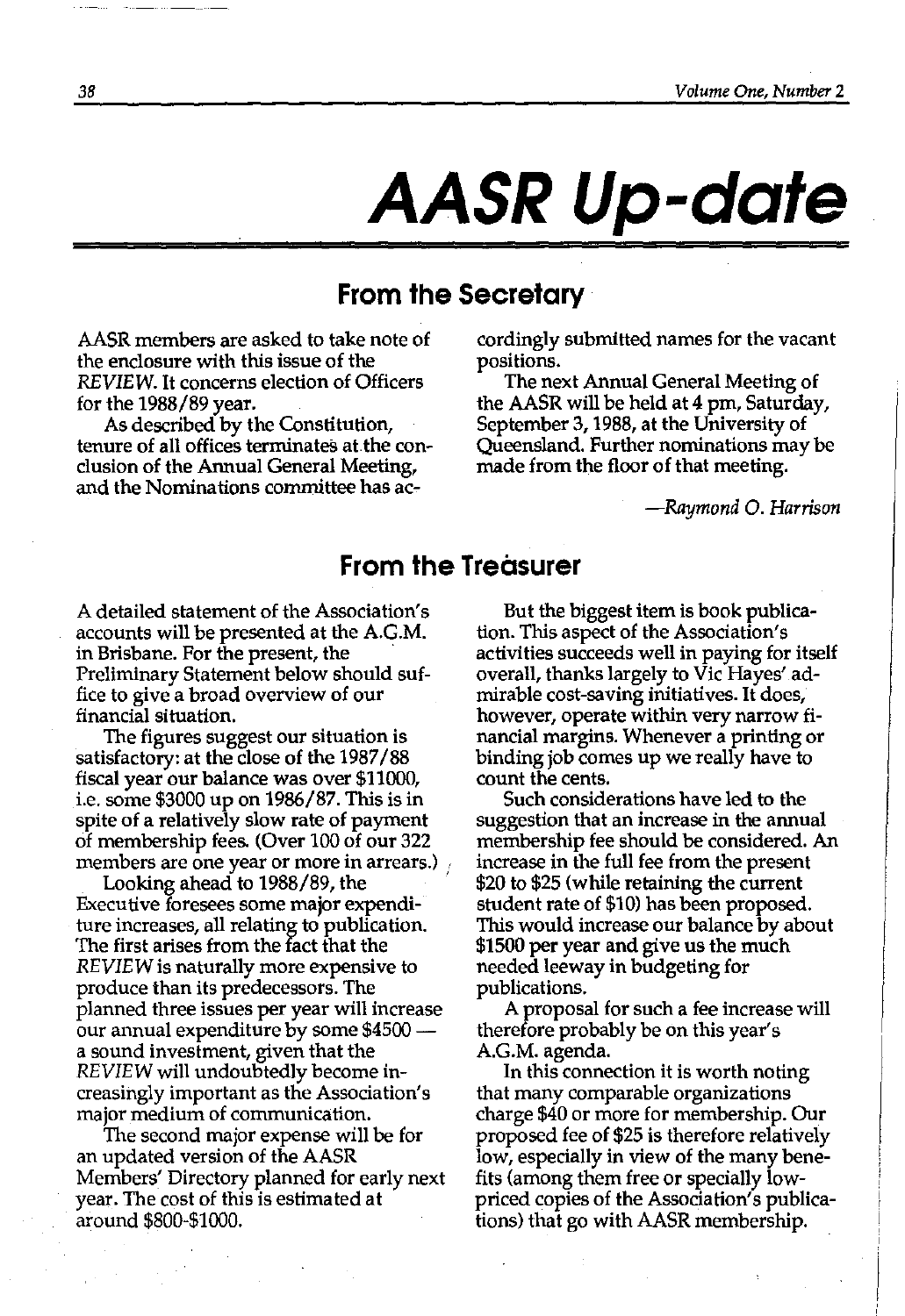# AASR Up-date

## From the Secretary

AASR members are asked to take note of the enclosure with this issue of the *REVIEW*. It concerns election of Officers for the 1988/89 year.

As described by the Constitution, tenure of all offices terminates at the conclusion of the Annual General Meeting, and the Nominations committee has accordingly submitted names for the vacant positions.

The next Annual General Meeting of the AASR will be held at 4 pm, Saturday, September 3, 1988, at the University of Queensland. Further nominations may be made from the floor of that meeting.

*—Raymond O. Harrison*

## From the Treasurer

A detailed statement of the Association's accounts will be presented at the A.G.M. in Brisbane. For the present, the Preliminary Statement below should suffice to give a broad overview of our financial situation.

The figures suggest our situation is satisfactory: at the close of the 1987/88 fiscal year our balance was over $11000, i.e. some $3000 up on 1986/87. This is in spite of a relatively slow rate of payment of membership fees. (Over 100 of our 322 members are one year or more in arrears.)

Looking ahead to 1988/89, the Executive foresees some major expenditure increases, all relating to publication. The first arises from the fact that the *REVIEW* is naturally more expensive to produce than its predecessors. The planned three issues per year will increase our annual expenditure by some $4500 — a sound investment, given that the *REVIEW* will undoubtedly become increasingly important as the Association's major medium of communication.

The second major expense will be for an updated version of the AASR Members' Directory planned for early next year. The cost of this is estimated at around $800-$1000.

But the biggest item is book publication. This aspect of the Association's activities succeeds well in paying for itself overall, thanks largely to Vic Hayes' admirable cost-saving initiatives. It does, however, operate within very narrow financial margins. Whenever a printing or binding job comes up we really have to count the cents.

Such considerations have led to the suggestion that an increase in the annual membership fee should be considered. An increase in the full fee from the present $20 to $25 (while retaining the current student rate of $10) has been proposed. This would increase our balance by about $1500 per year and give us the much needed leeway in budgeting for publications.

A proposal for such a fee increase will therefore probably be on this year's A.G.M. agenda.

In this connection it is worth noting that many comparable organizations charge $40 or more for membership. Our proposed fee of $25 is therefore relatively low, especially in view of the many benefits (among them free or specially low-priced copies of the Association's publications) that go with AASR membership.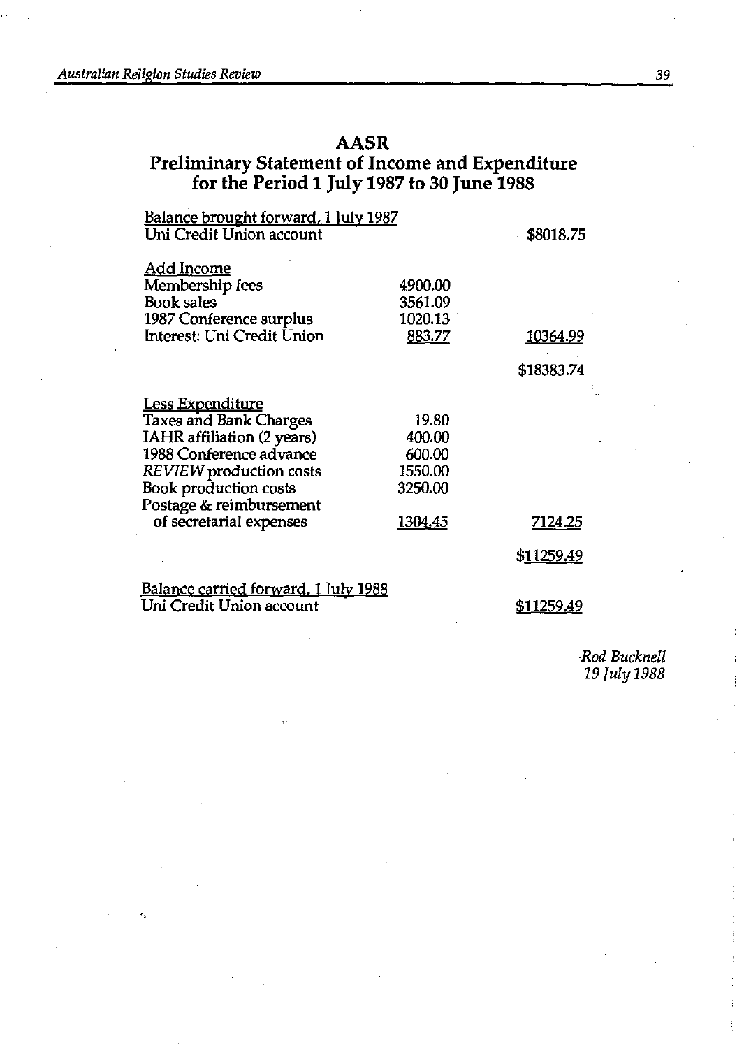## AASR

## Preliminary Statement of Income and Expenditure for the Period 1 July 1987 to 30 June 1988

| | | |
|---|---|---|
| <u>Balance brought forward, 1 July 1987</u> | | |
| Uni Credit Union account | | $8018.75 |
| | | |
| <u>Add Income</u> | | |
| Membership fees | 4900.00 | |
| Book sales | 3561.09 | |
| 1987 Conference surplus | 1020.13 | |
| Interest: Uni Credit Union | <u>883.77</u> | <u>10364.99</u> |
| | | $18383.74 |
| | | |
| <u>Less Expenditure</u> | | |
| Taxes and Bank Charges | 19.80 | |
| IAHR affiliation (2 years) | 400.00 | |
| 1988 Conference advance | 600.00 | |
| *REVIEW* production costs | 1550.00 | |
| Book production costs | 3250.00 | |
| Postage & reimbursement of secretarial expenses | <u>1304.45</u> | <u>7124.25</u> |
| | | $<u>11259.49</u> |
| | | |
| <u>Balance carried forward, 1 July 1988</u> | | |
| Uni Credit Union account | | <u>$11259.49</u> |

*—Rod Bucknell*
*19 July 1988*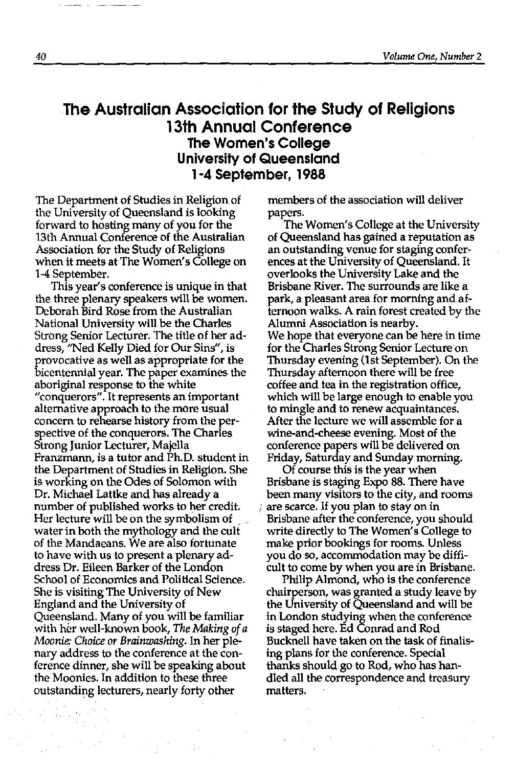# The Australian Association for the Study of Religions 13th Annual Conference

## The Women's College
## University of Queensland
## 1-4 September, 1988

The Department of Studies in Religion of the University of Queensland is looking forward to hosting many of you for the 13th Annual Conference of the Australian Association for the Study of Religions when it meets at The Women's College on 1-4 September.

This year's conference is unique in that the three plenary speakers will be women. Deborah Bird Rose from the Australian National University will be the Charles Strong Senior Lecturer. The title of her address, "Ned Kelly Died for Our Sins", is provocative as well as appropriate for the bicentennial year. The paper examines the aboriginal response to the white "conquerors". It represents an important alternative approach to the more usual concern to rehearse history from the perspective of the conquerors. The Charles Strong Junior Lecturer, Majella Franzmann, is a tutor and Ph.D. student in the Department of Studies in Religion. She is working on the Odes of Solomon with Dr. Michael Lattke and has already a number of published works to her credit. Her lecture will be on the symbolism of water in both the mythology and the cult of the Mandaeans. We are also fortunate to have with us to present a plenary address Dr. Eileen Barker of the London School of Economics and Political Science. She is visiting The University of New England and the University of Queensland. Many of you will be familiar with her well-known book, *The Making of a Moonie: Choice or Brainwashing*. In her plenary address to the conference at the conference dinner, she will be speaking about the Moonies. In addition to these three outstanding lecturers, nearly forty other members of the association will deliver papers.

The Women's College at the University of Queensland has gained a reputation as an outstanding venue for staging conferences at the University of Queensland. It overlooks the University Lake and the Brisbane River. The surrounds are like a park, a pleasant area for morning and afternoon walks. A rain forest created by the Alumni Association is nearby.

We hope that everyone can be here in time for the Charles Strong Senior Lecture on Thursday evening (1st September). On the Thursday afternoon there will be free coffee and tea in the registration office, which will be large enough to enable you to mingle and to renew acquaintances. After the lecture we will assemble for a wine-and-cheese evening. Most of the conference papers will be delivered on Friday, Saturday and Sunday morning.

Of course this is the year when Brisbane is staging Expo 88. There have been many visitors to the city, and rooms are scarce. If you plan to stay on in Brisbane after the conference, you should write directly to The Women's College to make prior bookings for rooms. Unless you do so, accommodation may be difficult to come by when you are in Brisbane.

Philip Almond, who is the conference chairperson, was granted a study leave by the University of Queensland and will be in London studying when the conference is staged here. Ed Conrad and Rod Bucknell have taken on the task of finalising plans for the conference. Special thanks should go to Rod, who has handled all the correspondence and treasury matters.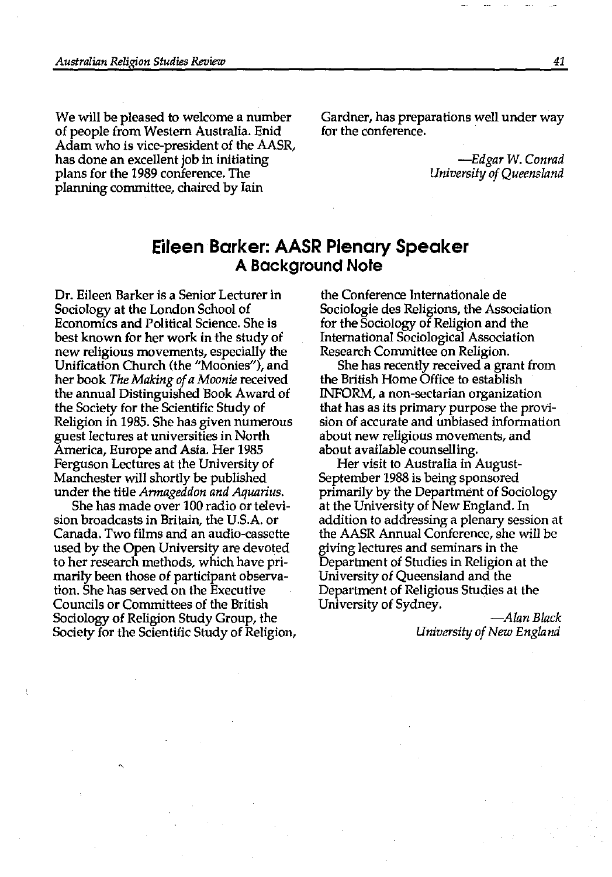We will be pleased to welcome a number of people from Western Australia. Enid Adam who is vice-president of the AASR, has done an excellent job in initiating plans for the 1989 conference. The planning committee, chaired by Iain Gardner, has preparations well under way for the conference.

—*Edgar W. Conrad*
*University of Queensland*

## Eileen Barker: AASR Plenary Speaker
### A Background Note

Dr. Eileen Barker is a Senior Lecturer in Sociology at the London School of Economics and Political Science. She is best known for her work in the study of new religious movements, especially the Unification Church (the "Moonies"), and her book *The Making of a Moonie* received the annual Distinguished Book Award of the Society for the Scientific Study of Religion in 1985. She has given numerous guest lectures at universities in North America, Europe and Asia. Her 1985 Ferguson Lectures at the University of Manchester will shortly be published under the title *Armageddon and Aquarius*.

She has made over 100 radio or television broadcasts in Britain, the U.S.A. or Canada. Two films and an audio-cassette used by the Open University are devoted to her research methods, which have primarily been those of participant observation. She has served on the Executive Councils or Committees of the British Sociology of Religion Study Group, the Society for the Scientific Study of Religion, the Conference Internationale de Sociologie des Religions, the Association for the Sociology of Religion and the International Sociological Association Research Committee on Religion.

She has recently received a grant from the British Home Office to establish INFORM, a non-sectarian organization that has as its primary purpose the provision of accurate and unbiased information about new religious movements, and about available counselling.

Her visit to Australia in August-September 1988 is being sponsored primarily by the Department of Sociology at the University of New England. In addition to addressing a plenary session at the AASR Annual Conference, she will be giving lectures and seminars in the Department of Studies in Religion at the University of Queensland and the Department of Religious Studies at the University of Sydney.

—*Alan Black*
*University of New England*